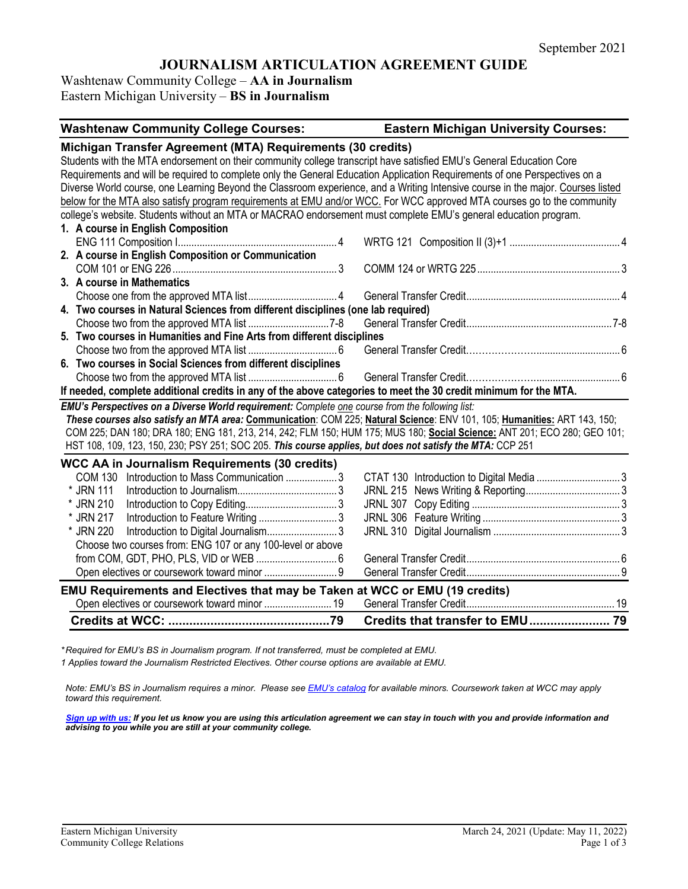September 2021

# JOURNALISM ARTICULATION AGREEMENT GUIDE

Washtenaw Community College – **AA in Journalism**
Eastern Michigan University – **BS in Journalism**

| Washtenaw Community College Courses: | | Eastern Michigan University Courses: | |
|---|---|---|---|
| **Michigan Transfer Agreement (MTA) Requirements (30 credits)** | | | |

Students with the MTA endorsement on their community college transcript have satisfied EMU's General Education Core Requirements and will be required to complete only the General Education Application Requirements of one Perspectives on a Diverse World course, one Learning Beyond the Classroom experience, and a Writing Intensive course in the major. Courses listed below for the MTA also satisfy program requirements at EMU and/or WCC. For WCC approved MTA courses go to the community college's website. Students without an MTA or MACRAO endorsement must complete EMU's general education program.

| Washtenaw Community College Courses | Credits | Eastern Michigan University Courses | Credits |
|---|---|---|---|
| **1. A course in English Composition** | | | |
| ENG 111 Composition I | 4 | WRTG 121 Composition II (3)+1 | 4 |
| **2. A course in English Composition or Communication** | | | |
| COM 101 or ENG 226 | 3 | COMM 124 or WRTG 225 | 3 |
| **3. A course in Mathematics** | | | |
| Choose one from the approved MTA list | 4 | General Transfer Credit | 4 |
| **4. Two courses in Natural Sciences from different disciplines (one lab required)** | | | |
| Choose two from the approved MTA list | 7-8 | General Transfer Credit | 7-8 |
| **5. Two courses in Humanities and Fine Arts from different disciplines** | | | |
| Choose two from the approved MTA list | 6 | General Transfer Credit | 6 |
| **6. Two courses in Social Sciences from different disciplines** | | | |
| Choose two from the approved MTA list | 6 | General Transfer Credit | 6 |

**If needed, complete additional credits in any of the above categories to meet the 30 credit minimum for the MTA.**

***EMU's Perspectives on a Diverse World requirement:*** *Complete one course from the following list:*
***These courses also satisfy an MTA area:*** **Communication**: COM 225; **Natural Science**: ENV 101, 105; **Humanities:** ART 143, 150; COM 225; DAN 180; DRA 180; ENG 181, 213, 214, 242; FLM 150; HUM 175; MUS 180; **Social Science:** ANT 201; ECO 280; GEO 101; HST 108, 109, 123, 150, 230; PSY 251; SOC 205. ***This course applies, but does not satisfy the MTA:*** CCP 251

## WCC AA in Journalism Requirements (30 credits)

| Washtenaw Community College Courses | Credits | Eastern Michigan University Courses | Credits |
|---|---|---|---|
| COM 130 Introduction to Mass Communication | 3 | CTAT 130 Introduction to Digital Media | 3 |
| * JRN 111 Introduction to Journalism | 3 | JRNL 215 News Writing & Reporting | 3 |
| * JRN 210 Introduction to Copy Editing | 3 | JRNL 307 Copy Editing | 3 |
| * JRN 217 Introduction to Feature Writing | 3 | JRNL 306 Feature Writing | 3 |
| * JRN 220 Introduction to Digital Journalism | 3 | JRNL 310 Digital Journalism | 3 |
| Choose two courses from: ENG 107 or any 100-level or above from COM, GDT, PHO, PLS, VID or WEB | 6 | General Transfer Credit | 6 |
| Open electives or coursework toward minor | 9 | General Transfer Credit | 9 |

## EMU Requirements and Electives that may be Taken at WCC or EMU (19 credits)

| Washtenaw Community College Courses | Credits | Eastern Michigan University Courses | Credits |
|---|---|---|---|
| Open electives or coursework toward minor | 19 | General Transfer Credit | 19 |
| **Credits at WCC:** | **79** | **Credits that transfer to EMU** | **79** |

*\*Required for EMU's BS in Journalism program. If not transferred, must be completed at EMU.*
*1 Applies toward the Journalism Restricted Electives. Other course options are available at EMU.*

*Note: EMU's BS in Journalism requires a minor. Please see EMU's catalog for available minors. Coursework taken at WCC may apply toward this requirement.*

***Sign up with us:** If you let us know you are using this articulation agreement we can stay in touch with you and provide information and advising to you while you are still at your community college.*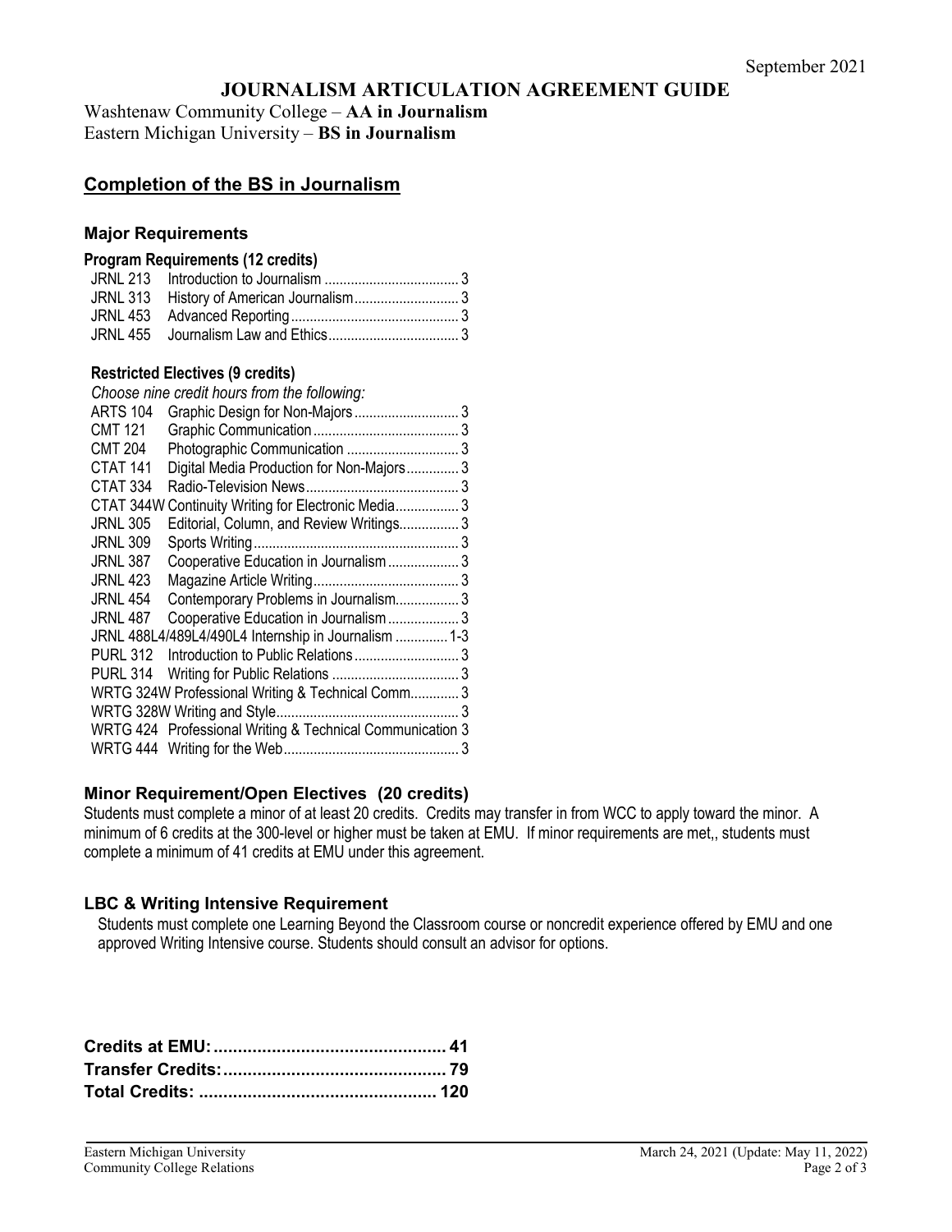September 2021

# JOURNALISM ARTICULATION AGREEMENT GUIDE

Washtenaw Community College – **AA in Journalism**
Eastern Michigan University – **BS in Journalism**

## Completion of the BS in Journalism

### Major Requirements

#### Program Requirements (12 credits)

| | | |
|---|---|---|
| JRNL 213 | Introduction to Journalism | 3 |
| JRNL 313 | History of American Journalism | 3 |
| JRNL 453 | Advanced Reporting | 3 |
| JRNL 455 | Journalism Law and Ethics | 3 |

#### Restricted Electives (9 credits)

*Choose nine credit hours from the following:*

| | | |
|---|---|---|
| ARTS 104 | Graphic Design for Non-Majors | 3 |
| CMT 121 | Graphic Communication | 3 |
| CMT 204 | Photographic Communication | 3 |
| CTAT 141 | Digital Media Production for Non-Majors | 3 |
| CTAT 334 | Radio-Television News | 3 |
| CTAT 344W | Continuity Writing for Electronic Media | 3 |
| JRNL 305 | Editorial, Column, and Review Writings | 3 |
| JRNL 309 | Sports Writing | 3 |
| JRNL 387 | Cooperative Education in Journalism | 3 |
| JRNL 423 | Magazine Article Writing | 3 |
| JRNL 454 | Contemporary Problems in Journalism | 3 |
| JRNL 487 | Cooperative Education in Journalism | 3 |
| JRNL 488L4/489L4/490L4 | Internship in Journalism | 1-3 |
| PURL 312 | Introduction to Public Relations | 3 |
| PURL 314 | Writing for Public Relations | 3 |
| WRTG 324W | Professional Writing & Technical Comm. | 3 |
| WRTG 328W | Writing and Style | 3 |
| WRTG 424 | Professional Writing & Technical Communication | 3 |
| WRTG 444 | Writing for the Web | 3 |

### Minor Requirement/Open Electives (20 credits)

Students must complete a minor of at least 20 credits. Credits may transfer in from WCC to apply toward the minor. A minimum of 6 credits at the 300-level or higher must be taken at EMU. If minor requirements are met,, students must complete a minimum of 41 credits at EMU under this agreement.

### LBC & Writing Intensive Requirement

Students must complete one Learning Beyond the Classroom course or noncredit experience offered by EMU and one approved Writing Intensive course. Students should consult an advisor for options.

| | |
|---|---|
| **Credits at EMU:** | **41** |
| **Transfer Credits:** | **79** |
| **Total Credits:** | **120** |

Eastern Michigan University
Community College Relations

March 24, 2021 (Update: May 11, 2022)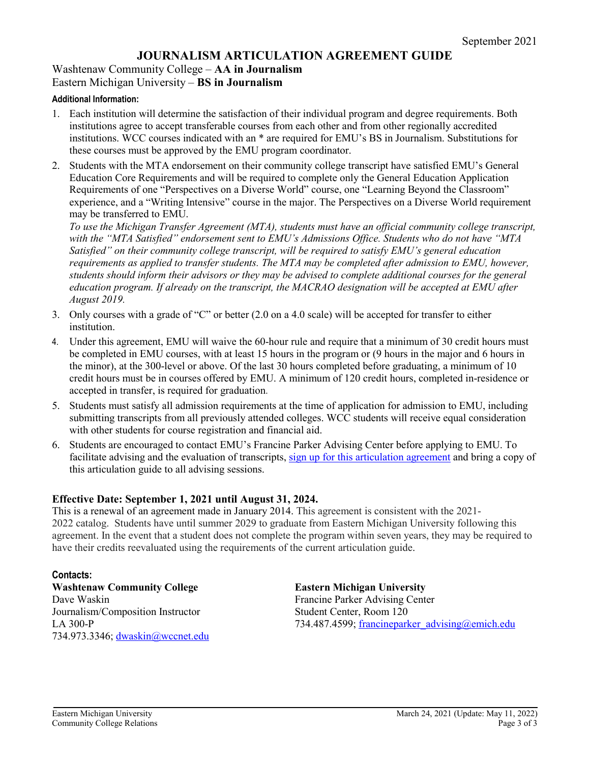September 2021

# JOURNALISM ARTICULATION AGREEMENT GUIDE

Washtenaw Community College – **AA in Journalism**
Eastern Michigan University – **BS in Journalism**

**Additional Information:**

1. Each institution will determine the satisfaction of their individual program and degree requirements. Both institutions agree to accept transferable courses from each other and from other regionally accredited institutions. WCC courses indicated with an * are required for EMU's BS in Journalism. Substitutions for these courses must be approved by the EMU program coordinator.
2. Students with the MTA endorsement on their community college transcript have satisfied EMU's General Education Core Requirements and will be required to complete only the General Education Application Requirements of one "Perspectives on a Diverse World" course, one "Learning Beyond the Classroom" experience, and a "Writing Intensive" course in the major. The Perspectives on a Diverse World requirement may be transferred to EMU.
   *To use the Michigan Transfer Agreement (MTA), students must have an official community college transcript, with the "MTA Satisfied" endorsement sent to EMU's Admissions Office. Students who do not have "MTA Satisfied" on their community college transcript, will be required to satisfy EMU's general education requirements as applied to transfer students. The MTA may be completed after admission to EMU, however, students should inform their advisors or they may be advised to complete additional courses for the general education program. If already on the transcript, the MACRAO designation will be accepted at EMU after August 2019.*
3. Only courses with a grade of "C" or better (2.0 on a 4.0 scale) will be accepted for transfer to either institution.
4. Under this agreement, EMU will waive the 60-hour rule and require that a minimum of 30 credit hours must be completed in EMU courses, with at least 15 hours in the program or (9 hours in the major and 6 hours in the minor), at the 300-level or above. Of the last 30 hours completed before graduating, a minimum of 10 credit hours must be in courses offered by EMU. A minimum of 120 credit hours, completed in-residence or accepted in transfer, is required for graduation.
5. Students must satisfy all admission requirements at the time of application for admission to EMU, including submitting transcripts from all previously attended colleges. WCC students will receive equal consideration with other students for course registration and financial aid.
6. Students are encouraged to contact EMU's Francine Parker Advising Center before applying to EMU. To facilitate advising and the evaluation of transcripts, sign up for this articulation agreement and bring a copy of this articulation guide to all advising sessions.

**Effective Date: September 1, 2021 until August 31, 2024.**

This is a renewal of an agreement made in January 2014. This agreement is consistent with the 2021-2022 catalog. Students have until summer 2029 to graduate from Eastern Michigan University following this agreement. In the event that a student does not complete the program within seven years, they may be required to have their credits reevaluated using the requirements of the current articulation guide.

**Contacts:**

**Washtenaw Community College**
Dave Waskin
Journalism/Composition Instructor
LA 300-P
734.973.3346; dwaskin@wccnet.edu

**Eastern Michigan University**
Francine Parker Advising Center
Student Center, Room 120
734.487.4599; francineparker_advising@emich.edu